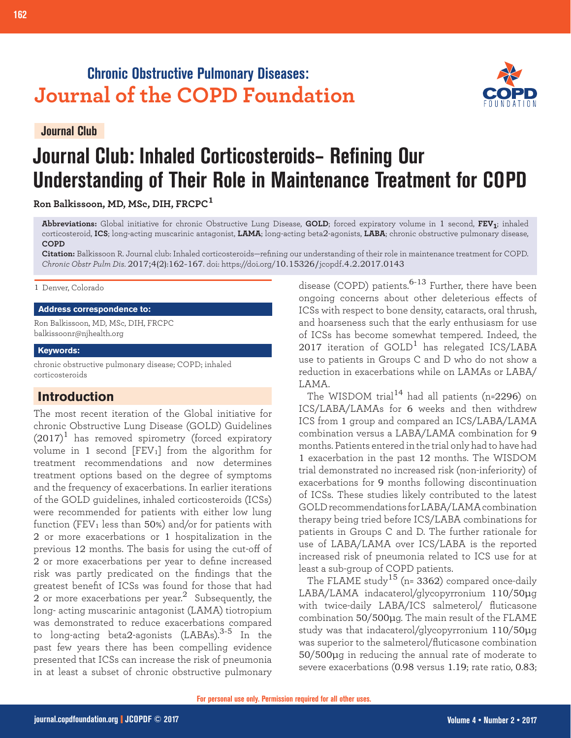Chronic Obstructive Pulmonary Diseases:
Journal of the COPD Foundation

Journal Club

# Journal Club: Inhaled Corticosteroids– Refining Our Understanding of Their Role in Maintenance Treatment for COPD

**Ron Balkissoon, MD, MSc, DIH, FRCPC**[1]

**Abbreviations:** Global initiative for chronic Obstructive Lung Disease, **GOLD**; forced expiratory volume in 1 second, **$FEV_1$**; inhaled corticosteroid, **ICS**; long-acting muscarinic antagonist, **LAMA**; long-acting beta2-agonists, **LABA**; chronic obstructive pulmonary disease, **COPD**

**Citation:** Balkissoon R. Journal club: Inhaled corticosteroids—refining our understanding of their role in maintenance treatment for COPD. *Chronic Obstr Pulm Dis.* 2017;4(2):162-167. doi: https://doi.org/10.15326/jcopdf.4.2.2017.0143

1 Denver, Colorado

**Address correspondence to:**

Ron Balkissoon, MD, MSc, DIH, FRCPC
balkissoonr@njhealth.org

**Keywords:**

chronic obstructive pulmonary disease; COPD; inhaled corticosteroids

## Introduction

The most recent iteration of the Global initiative for chronic Obstructive Lung Disease (GOLD) Guidelines (2017)[1] has removed spirometry (forced expiratory volume in 1 second [$FEV_1$]) from the algorithm for treatment recommendations and now determines treatment options based on the degree of symptoms and the frequency of exacerbations. In earlier iterations of the GOLD guidelines, inhaled corticosteroids (ICSs) were recommended for patients with either low lung function ($FEV_1$ less than 50%) and/or for patients with 2 or more exacerbations or 1 hospitalization in the previous 12 months. The basis for using the cut-off of 2 or more exacerbations per year to define increased risk was partly predicated on the findings that the greatest benefit of ICSs was found for those that had 2 or more exacerbations per year.[2] Subsequently, the long- acting muscarinic antagonist (LAMA) tiotropium was demonstrated to reduce exacerbations compared to long-acting beta2-agonists (LABAs).[3-5] In the past few years there has been compelling evidence presented that ICSs can increase the risk of pneumonia in at least a subset of chronic obstructive pulmonary disease (COPD) patients.[6-13] Further, there have been ongoing concerns about other deleterious effects of ICSs with respect to bone density, cataracts, oral thrush, and hoarseness such that the early enthusiasm for use of ICSs has become somewhat tempered. Indeed, the 2017 iteration of GOLD[1] has relegated ICS/LABA use to patients in Groups C and D who do not show a reduction in exacerbations while on LAMAs or LABA/LAMA.

The WISDOM trial[14] had all patients (n=2296) on ICS/LABA/LAMAs for 6 weeks and then withdrew ICS from 1 group and compared an ICS/LABA/LAMA combination versus a LABA/LAMA combination for 9 months. Patients entered in the trial only had to have had 1 exacerbation in the past 12 months. The WISDOM trial demonstrated no increased risk (non-inferiority) of exacerbations for 9 months following discontinuation of ICSs. These studies likely contributed to the latest GOLD recommendations for LABA/LAMA combination therapy being tried before ICS/LABA combinations for patients in Groups C and D. The further rationale for use of LABA/LAMA over ICS/LABA is the reported increased risk of pneumonia related to ICS use for at least a sub-group of COPD patients.

The FLAME study[15] (n= 3362) compared once-daily LABA/LAMA indacaterol/glycopyrronium 110/50µg with twice-daily LABA/ICS salmeterol/ fluticasone combination 50/500µg. The main result of the FLAME study was that indacaterol/glycopyrronium 110/50µg was superior to the salmeterol/fluticasone combination 50/500µg in reducing the annual rate of moderate to severe exacerbations (0.98 versus 1.19; rate ratio, 0.83;

For personal use only. Permission required for all other uses.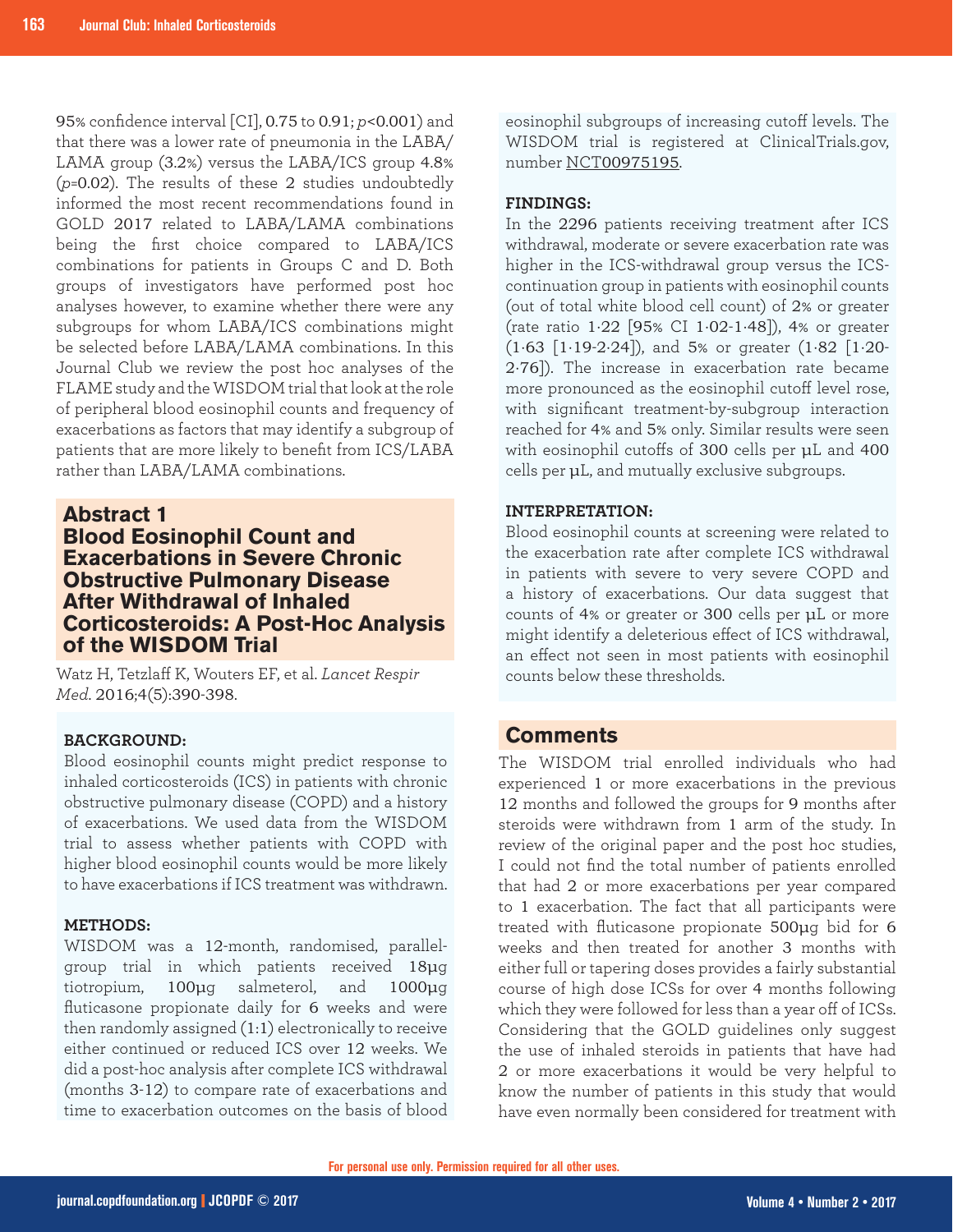95% confidence interval [CI], 0.75 to 0.91; $p<0.001$) and that there was a lower rate of pneumonia in the LABA/LAMA group (3.2%) versus the LABA/ICS group 4.8% ($p=0.02$). The results of these 2 studies undoubtedly informed the most recent recommendations found in GOLD 2017 related to LABA/LAMA combinations being the first choice compared to LABA/ICS combinations for patients in Groups C and D. Both groups of investigators have performed post hoc analyses however, to examine whether there were any subgroups for whom LABA/ICS combinations might be selected before LABA/LAMA combinations. In this Journal Club we review the post hoc analyses of the FLAME study and the WISDOM trial that look at the role of peripheral blood eosinophil counts and frequency of exacerbations as factors that may identify a subgroup of patients that are more likely to benefit from ICS/LABA rather than LABA/LAMA combinations.

## Abstract 1
## Blood Eosinophil Count and Exacerbations in Severe Chronic Obstructive Pulmonary Disease After Withdrawal of Inhaled Corticosteroids: A Post-Hoc Analysis of the WISDOM Trial

Watz H, Tetzlaff K, Wouters EF, et al. *Lancet Respir Med.* 2016;4(5):390-398.

**BACKGROUND:**
Blood eosinophil counts might predict response to inhaled corticosteroids (ICS) in patients with chronic obstructive pulmonary disease (COPD) and a history of exacerbations. We used data from the WISDOM trial to assess whether patients with COPD with higher blood eosinophil counts would be more likely to have exacerbations if ICS treatment was withdrawn.

**METHODS:**
WISDOM was a 12-month, randomised, parallel-group trial in which patients received 18µg tiotropium, 100µg salmeterol, and 1000µg fluticasone propionate daily for 6 weeks and were then randomly assigned (1:1) electronically to receive either continued or reduced ICS over 12 weeks. We did a post-hoc analysis after complete ICS withdrawal (months 3-12) to compare rate of exacerbations and time to exacerbation outcomes on the basis of blood eosinophil subgroups of increasing cutoff levels. The WISDOM trial is registered at ClinicalTrials.gov, number NCT00975195.

**FINDINGS:**
In the 2296 patients receiving treatment after ICS withdrawal, moderate or severe exacerbation rate was higher in the ICS-withdrawal group versus the ICS-continuation group in patients with eosinophil counts (out of total white blood cell count) of 2% or greater (rate ratio 1·22 [95% CI 1·02-1·48]), 4% or greater (1·63 [1·19-2·24]), and 5% or greater (1·82 [1·20-2·76]). The increase in exacerbation rate became more pronounced as the eosinophil cutoff level rose, with significant treatment-by-subgroup interaction reached for 4% and 5% only. Similar results were seen with eosinophil cutoffs of 300 cells per µL and 400 cells per µL, and mutually exclusive subgroups.

**INTERPRETATION:**
Blood eosinophil counts at screening were related to the exacerbation rate after complete ICS withdrawal in patients with severe to very severe COPD and a history of exacerbations. Our data suggest that counts of 4% or greater or 300 cells per µL or more might identify a deleterious effect of ICS withdrawal, an effect not seen in most patients with eosinophil counts below these thresholds.

## Comments

The WISDOM trial enrolled individuals who had experienced 1 or more exacerbations in the previous 12 months and followed the groups for 9 months after steroids were withdrawn from 1 arm of the study. In review of the original paper and the post hoc studies, I could not find the total number of patients enrolled that had 2 or more exacerbations per year compared to 1 exacerbation. The fact that all participants were treated with fluticasone propionate 500µg bid for 6 weeks and then treated for another 3 months with either full or tapering doses provides a fairly substantial course of high dose ICSs for over 4 months following which they were followed for less than a year off of ICSs. Considering that the GOLD guidelines only suggest the use of inhaled steroids in patients that have had 2 or more exacerbations it would be very helpful to know the number of patients in this study that would have even normally been considered for treatment with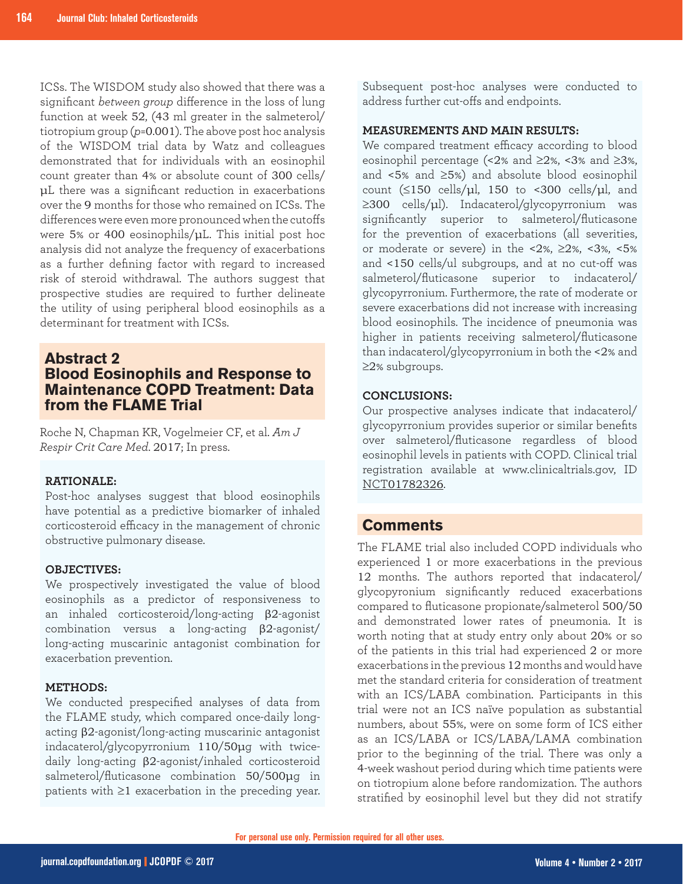ICSs. The WISDOM study also showed that there was a significant *between group* difference in the loss of lung function at week 52, (43 ml greater in the salmeterol/tiotropium group ($p$=0.001). The above post hoc analysis of the WISDOM trial data by Watz and colleagues demonstrated that for individuals with an eosinophil count greater than 4% or absolute count of 300 cells/µL there was a significant reduction in exacerbations over the 9 months for those who remained on ICSs. The differences were even more pronounced when the cutoffs were 5% or 400 eosinophils/µL. This initial post hoc analysis did not analyze the frequency of exacerbations as a further defining factor with regard to increased risk of steroid withdrawal. The authors suggest that prospective studies are required to further delineate the utility of using peripheral blood eosinophils as a determinant for treatment with ICSs.

## Abstract 2
## Blood Eosinophils and Response to Maintenance COPD Treatment: Data from the FLAME Trial

Roche N, Chapman KR, Vogelmeier CF, et al. *Am J Respir Crit Care Med.* 2017; In press.

**RATIONALE:**
Post-hoc analyses suggest that blood eosinophils have potential as a predictive biomarker of inhaled corticosteroid efficacy in the management of chronic obstructive pulmonary disease.

**OBJECTIVES:**
We prospectively investigated the value of blood eosinophils as a predictor of responsiveness to an inhaled corticosteroid/long-acting β2-agonist combination versus a long-acting β2-agonist/long-acting muscarinic antagonist combination for exacerbation prevention.

**METHODS:**
We conducted prespecified analyses of data from the FLAME study, which compared once-daily long-acting β2-agonist/long-acting muscarinic antagonist indacaterol/glycopyrronium 110/50µg with twice-daily long-acting β2-agonist/inhaled corticosteroid salmeterol/fluticasone combination 50/500µg in patients with ≥1 exacerbation in the preceding year. Subsequent post-hoc analyses were conducted to address further cut-offs and endpoints.

**MEASUREMENTS AND MAIN RESULTS:**
We compared treatment efficacy according to blood eosinophil percentage (<2% and ≥2%, <3% and ≥3%, and <5% and ≥5%) and absolute blood eosinophil count (≤150 cells/µl, 150 to <300 cells/µl, and ≥300 cells/µl). Indacaterol/glycopyrronium was significantly superior to salmeterol/fluticasone for the prevention of exacerbations (all severities, or moderate or severe) in the <2%, ≥2%, <3%, <5% and <150 cells/ul subgroups, and at no cut-off was salmeterol/fluticasone superior to indacaterol/glycopyrronium. Furthermore, the rate of moderate or severe exacerbations did not increase with increasing blood eosinophils. The incidence of pneumonia was higher in patients receiving salmeterol/fluticasone than indacaterol/glycopyrronium in both the <2% and ≥2% subgroups.

**CONCLUSIONS:**
Our prospective analyses indicate that indacaterol/glycopyrronium provides superior or similar benefits over salmeterol/fluticasone regardless of blood eosinophil levels in patients with COPD. Clinical trial registration available at www.clinicaltrials.gov, ID NCT01782326.

## Comments

The FLAME trial also included COPD individuals who experienced 1 or more exacerbations in the previous 12 months. The authors reported that indacaterol/glycopyronium significantly reduced exacerbations compared to fluticasone propionate/salmeterol 500/50 and demonstrated lower rates of pneumonia. It is worth noting that at study entry only about 20% or so of the patients in this trial had experienced 2 or more exacerbations in the previous 12 months and would have met the standard criteria for consideration of treatment with an ICS/LABA combination. Participants in this trial were not an ICS naïve population as substantial numbers, about 55%, were on some form of ICS either as an ICS/LABA or ICS/LABA/LAMA combination prior to the beginning of the trial. There was only a 4-week washout period during which time patients were on tiotropium alone before randomization. The authors stratified by eosinophil level but they did not stratify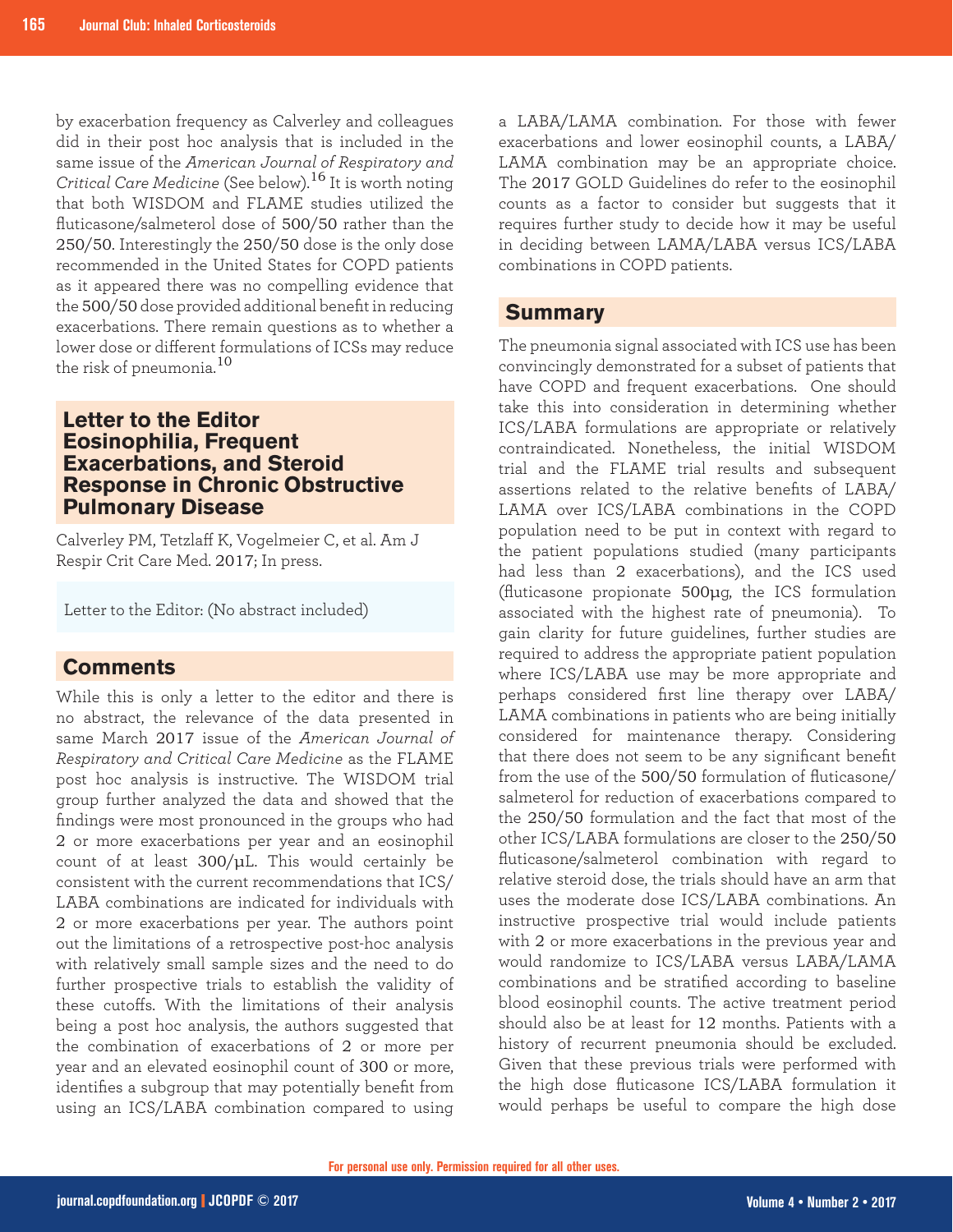by exacerbation frequency as Calverley and colleagues did in their post hoc analysis that is included in the same issue of the *American Journal of Respiratory and Critical Care Medicine* (See below).[16] It is worth noting that both WISDOM and FLAME studies utilized the fluticasone/salmeterol dose of 500/50 rather than the 250/50. Interestingly the 250/50 dose is the only dose recommended in the United States for COPD patients as it appeared there was no compelling evidence that the 500/50 dose provided additional benefit in reducing exacerbations. There remain questions as to whether a lower dose or different formulations of ICSs may reduce the risk of pneumonia.[10]

## Letter to the Editor Eosinophilia, Frequent Exacerbations, and Steroid Response in Chronic Obstructive Pulmonary Disease

Calverley PM, Tetzlaff K, Vogelmeier C, et al. Am J Respir Crit Care Med. 2017; In press.

Letter to the Editor: (No abstract included)

## Comments

While this is only a letter to the editor and there is no abstract, the relevance of the data presented in same March 2017 issue of the *American Journal of Respiratory and Critical Care Medicine* as the FLAME post hoc analysis is instructive. The WISDOM trial group further analyzed the data and showed that the findings were most pronounced in the groups who had 2 or more exacerbations per year and an eosinophil count of at least 300/µL. This would certainly be consistent with the current recommendations that ICS/LABA combinations are indicated for individuals with 2 or more exacerbations per year. The authors point out the limitations of a retrospective post-hoc analysis with relatively small sample sizes and the need to do further prospective trials to establish the validity of these cutoffs. With the limitations of their analysis being a post hoc analysis, the authors suggested that the combination of exacerbations of 2 or more per year and an elevated eosinophil count of 300 or more, identifies a subgroup that may potentially benefit from using an ICS/LABA combination compared to using a LABA/LAMA combination. For those with fewer exacerbations and lower eosinophil counts, a LABA/LAMA combination may be an appropriate choice. The 2017 GOLD Guidelines do refer to the eosinophil counts as a factor to consider but suggests that it requires further study to decide how it may be useful in deciding between LAMA/LABA versus ICS/LABA combinations in COPD patients.

## Summary

The pneumonia signal associated with ICS use has been convincingly demonstrated for a subset of patients that have COPD and frequent exacerbations. One should take this into consideration in determining whether ICS/LABA formulations are appropriate or relatively contraindicated. Nonetheless, the initial WISDOM trial and the FLAME trial results and subsequent assertions related to the relative benefits of LABA/LAMA over ICS/LABA combinations in the COPD population need to be put in context with regard to the patient populations studied (many participants had less than 2 exacerbations), and the ICS used (fluticasone propionate 500µg, the ICS formulation associated with the highest rate of pneumonia). To gain clarity for future guidelines, further studies are required to address the appropriate patient population where ICS/LABA use may be more appropriate and perhaps considered first line therapy over LABA/LAMA combinations in patients who are being initially considered for maintenance therapy. Considering that there does not seem to be any significant benefit from the use of the 500/50 formulation of fluticasone/salmeterol for reduction of exacerbations compared to the 250/50 formulation and the fact that most of the other ICS/LABA formulations are closer to the 250/50 fluticasone/salmeterol combination with regard to relative steroid dose, the trials should have an arm that uses the moderate dose ICS/LABA combinations. An instructive prospective trial would include patients with 2 or more exacerbations in the previous year and would randomize to ICS/LABA versus LABA/LAMA combinations and be stratified according to baseline blood eosinophil counts. The active treatment period should also be at least for 12 months. Patients with a history of recurrent pneumonia should be excluded. Given that these previous trials were performed with the high dose fluticasone ICS/LABA formulation it would perhaps be useful to compare the high dose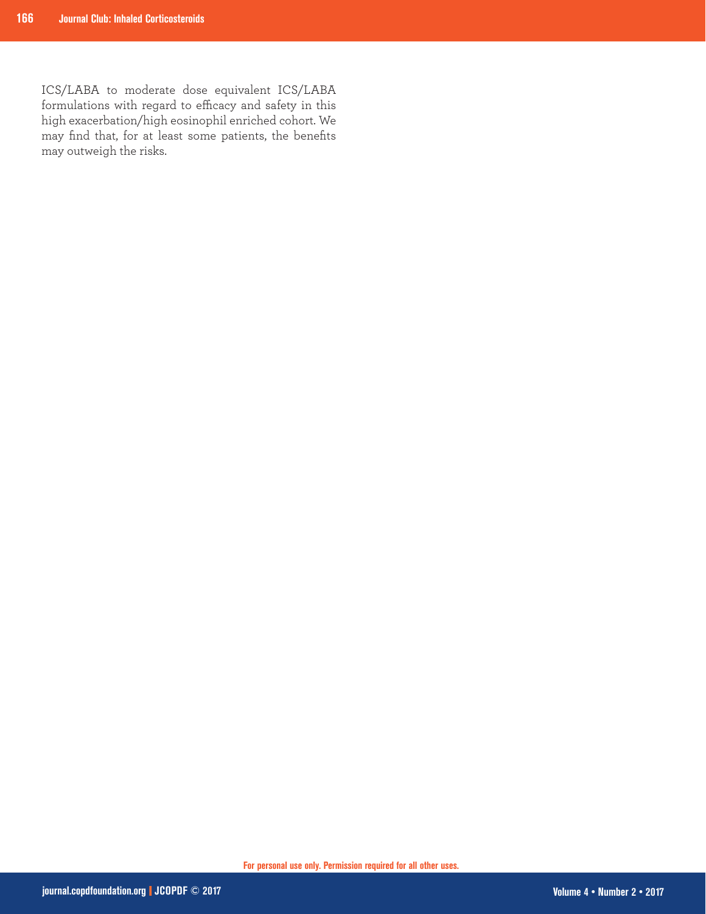ICS/LABA to moderate dose equivalent ICS/LABA formulations with regard to efficacy and safety in this high exacerbation/high eosinophil enriched cohort. We may find that, for at least some patients, the benefits may outweigh the risks.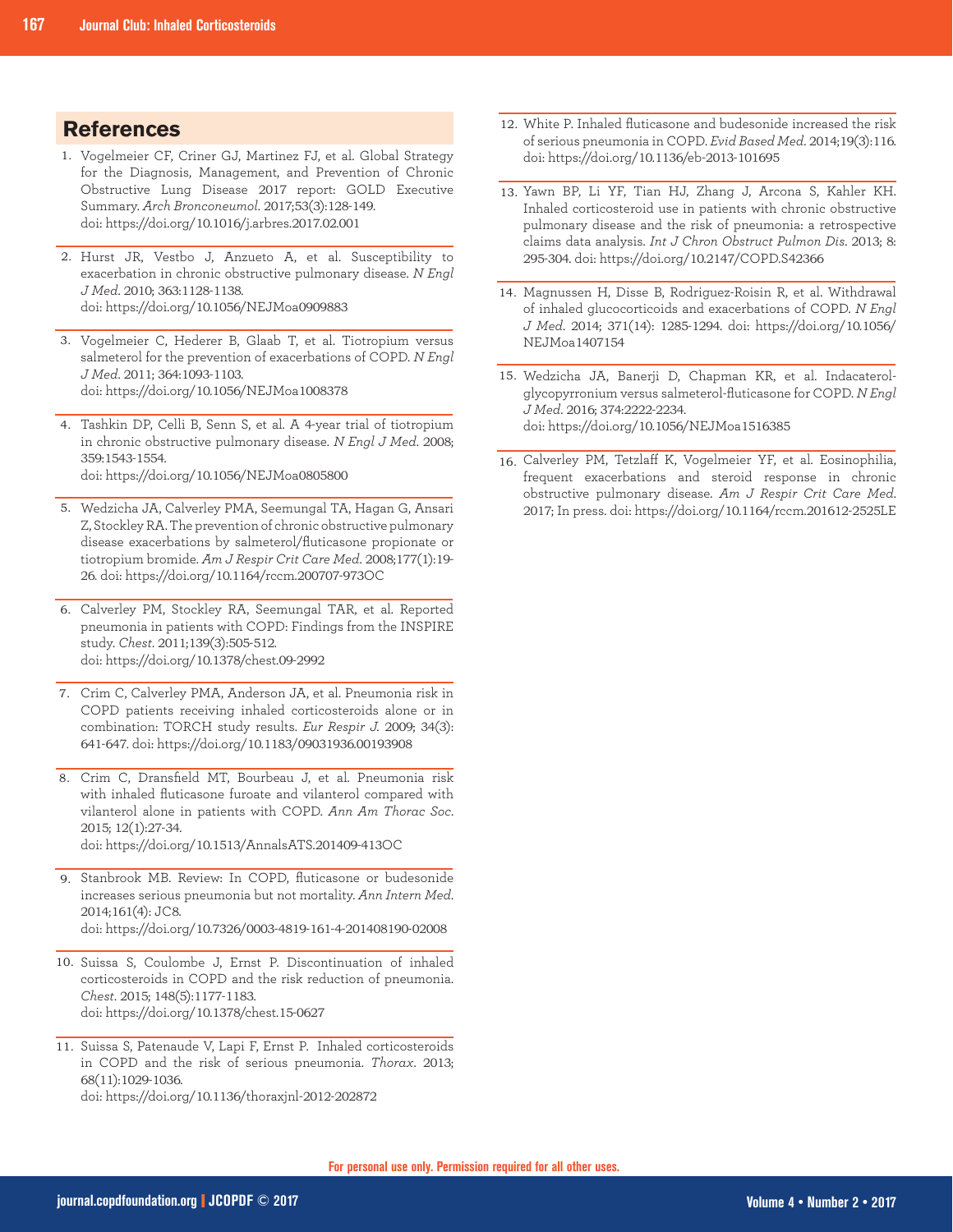## References

1. Vogelmeier CF, Criner GJ, Martinez FJ, et al. Global Strategy for the Diagnosis, Management, and Prevention of Chronic Obstructive Lung Disease 2017 report: GOLD Executive Summary. *Arch Bronconeumol*. 2017;53(3):128-149. doi: https://doi.org/10.1016/j.arbres.2017.02.001
2. Hurst JR, Vestbo J, Anzueto A, et al. Susceptibility to exacerbation in chronic obstructive pulmonary disease. *N Engl J Med*. 2010; 363:1128-1138. doi: https://doi.org/10.1056/NEJMoa0909883
3. Vogelmeier C, Hederer B, Glaab T, et al. Tiotropium versus salmeterol for the prevention of exacerbations of COPD. *N Engl J Med*. 2011; 364:1093-1103. doi: https://doi.org/10.1056/NEJMoa1008378
4. Tashkin DP, Celli B, Senn S, et al. A 4-year trial of tiotropium in chronic obstructive pulmonary disease. *N Engl J Med*. 2008; 359:1543-1554. doi: https://doi.org/10.1056/NEJMoa0805800
5. Wedzicha JA, Calverley PMA, Seemungal TA, Hagan G, Ansari Z, Stockley RA. The prevention of chronic obstructive pulmonary disease exacerbations by salmeterol/fluticasone propionate or tiotropium bromide. *Am J Respir Crit Care Med*. 2008;177(1):19-26. doi: https://doi.org/10.1164/rccm.200707-973OC
6. Calverley PM, Stockley RA, Seemungal TAR, et al. Reported pneumonia in patients with COPD: Findings from the INSPIRE study. *Chest*. 2011;139(3):505-512. doi: https://doi.org/10.1378/chest.09-2992
7. Crim C, Calverley PMA, Anderson JA, et al. Pneumonia risk in COPD patients receiving inhaled corticosteroids alone or in combination: TORCH study results. *Eur Respir J*. 2009; 34(3): 641-647. doi: https://doi.org/10.1183/09031936.00193908
8. Crim C, Dransfield MT, Bourbeau J, et al. Pneumonia risk with inhaled fluticasone furoate and vilanterol compared with vilanterol alone in patients with COPD. *Ann Am Thorac Soc*. 2015; 12(1):27-34. doi: https://doi.org/10.1513/AnnalsATS.201409-413OC
9. Stanbrook MB. Review: In COPD, fluticasone or budesonide increases serious pneumonia but not mortality. *Ann Intern Med*. 2014;161(4): JC8. doi: https://doi.org/10.7326/0003-4819-161-4-201408190-02008
10. Suissa S, Coulombe J, Ernst P. Discontinuation of inhaled corticosteroids in COPD and the risk reduction of pneumonia. *Chest*. 2015; 148(5):1177-1183. doi: https://doi.org/10.1378/chest.15-0627
11. Suissa S, Patenaude V, Lapi F, Ernst P. Inhaled corticosteroids in COPD and the risk of serious pneumonia. *Thorax*. 2013; 68(11):1029-1036. doi: https://doi.org/10.1136/thoraxjnl-2012-202872
12. White P. Inhaled fluticasone and budesonide increased the risk of serious pneumonia in COPD. *Evid Based Med*. 2014;19(3):116. doi: https://doi.org/10.1136/eb-2013-101695
13. Yawn BP, Li YF, Tian HJ, Zhang J, Arcona S, Kahler KH. Inhaled corticosteroid use in patients with chronic obstructive pulmonary disease and the risk of pneumonia: a retrospective claims data analysis. *Int J Chron Obstruct Pulmon Dis*. 2013; 8: 295-304. doi: https://doi.org/10.2147/COPD.S42366
14. Magnussen H, Disse B, Rodriguez-Roisin R, et al. Withdrawal of inhaled glucocorticoids and exacerbations of COPD. *N Engl J Med*. 2014; 371(14): 1285-1294. doi: https://doi.org/10.1056/NEJMoa1407154
15. Wedzicha JA, Banerji D, Chapman KR, et al. Indacaterol-glycopyrronium versus salmeterol-fluticasone for COPD. *N Engl J Med*. 2016; 374:2222-2234. doi: https://doi.org/10.1056/NEJMoa1516385
16. Calverley PM, Tetzlaff K, Vogelmeier YF, et al. Eosinophilia, frequent exacerbations and steroid response in chronic obstructive pulmonary disease. *Am J Respir Crit Care Med*. 2017; In press. doi: https://doi.org/10.1164/rccm.201612-2525LE